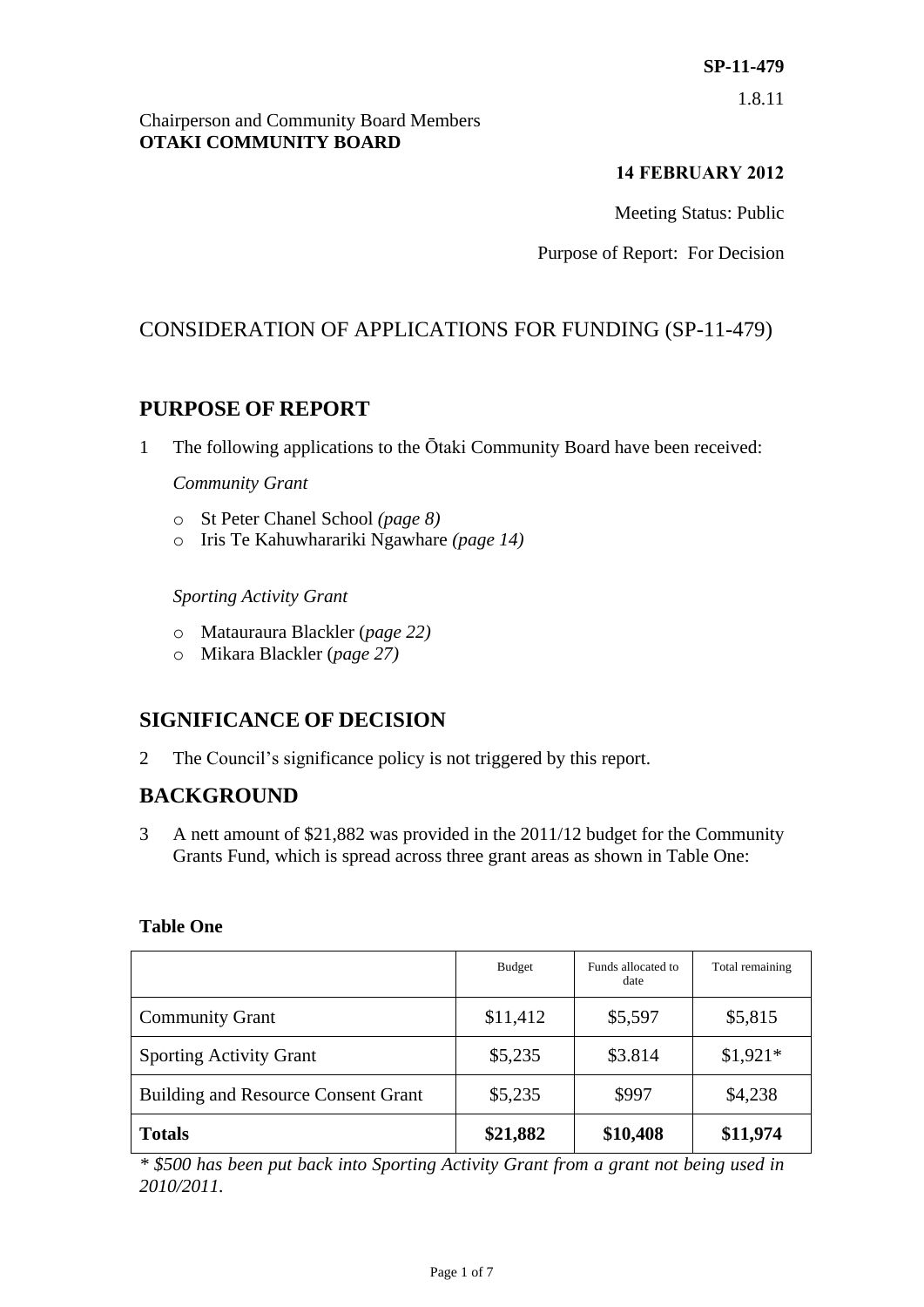**SP-11-479**

1.8.11

Chairperson and Community Board Members
**OTAKI COMMUNITY BOARD**

**14 FEBRUARY 2012**

Meeting Status: Public

Purpose of Report: For Decision

# CONSIDERATION OF APPLICATIONS FOR FUNDING (SP-11-479)

## PURPOSE OF REPORT

1 The following applications to the Ōtaki Community Board have been received:

*Community Grant*

- St Peter Chanel School *(page 8)*
- Iris Te Kahuwharariki Ngawhare *(page 14)*

*Sporting Activity Grant*

- Matauraura Blackler (*page 22)*
- Mikara Blackler (*page 27)*

## SIGNIFICANCE OF DECISION

2 The Council's significance policy is not triggered by this report.

## BACKGROUND

3 A nett amount of $21,882 was provided in the 2011/12 budget for the Community Grants Fund, which is spread across three grant areas as shown in Table One:

**Table One**

| | Budget | Funds allocated to date | Total remaining |
|---|---|---|---|
| Community Grant | $11,412 | $5,597 | $5,815 |
| Sporting Activity Grant | $5,235 | $3.814 | $1,921* |
| Building and Resource Consent Grant | $5,235 | $997 | $4,238 |
| **Totals** | **$21,882** | **$10,408** | **$11,974** |

*\* $500 has been put back into Sporting Activity Grant from a grant not being used in 2010/2011.*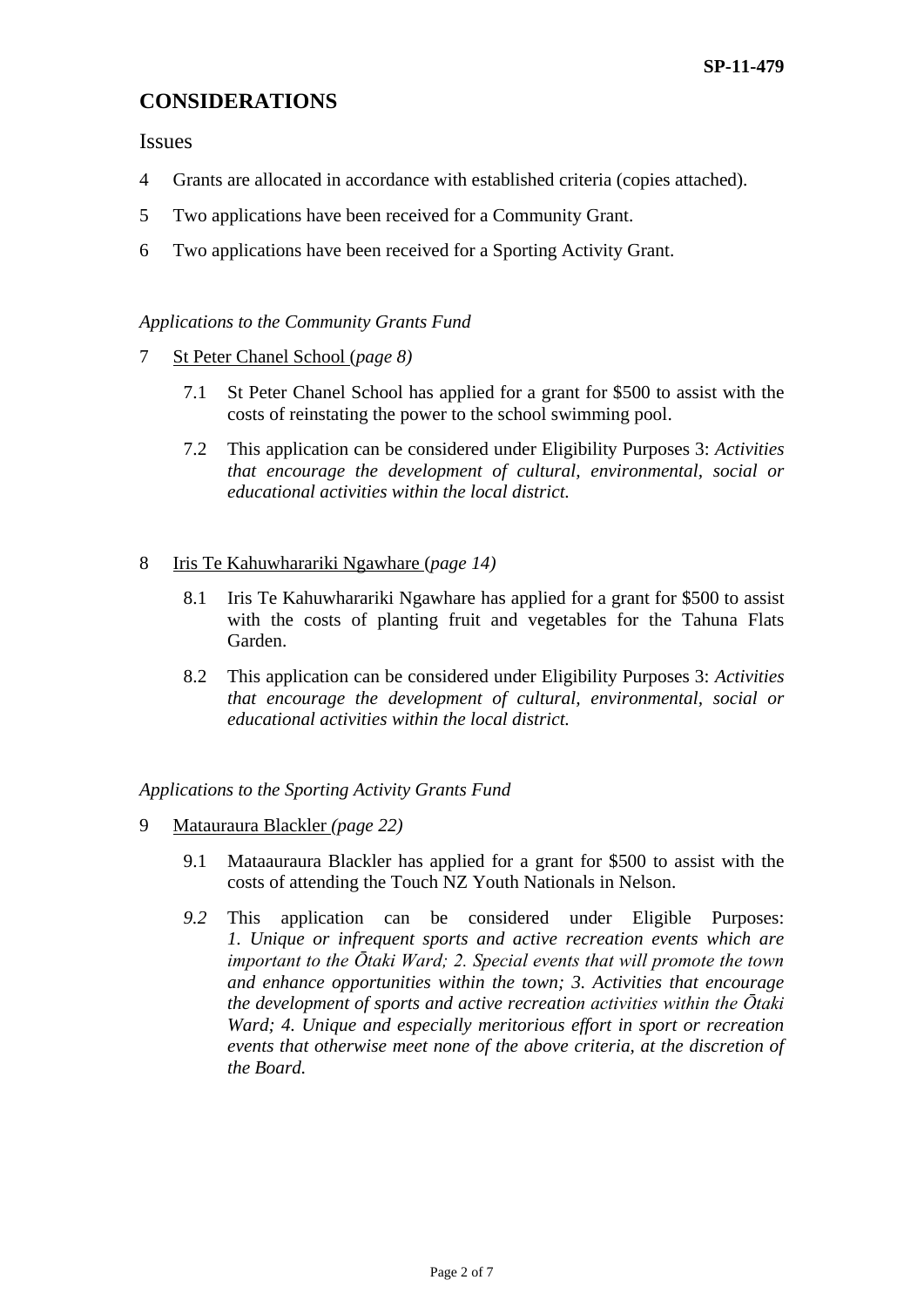## CONSIDERATIONS

### Issues

4 Grants are allocated in accordance with established criteria (copies attached).

5 Two applications have been received for a Community Grant.

6 Two applications have been received for a Sporting Activity Grant.

*Applications to the Community Grants Fund*

7 St Peter Chanel School (*page 8)*

7.1 St Peter Chanel School has applied for a grant for $500 to assist with the costs of reinstating the power to the school swimming pool.

7.2 This application can be considered under Eligibility Purposes 3: *Activities that encourage the development of cultural, environmental, social or educational activities within the local district.*

8 Iris Te Kahuwharariki Ngawhare (*page 14)*

8.1 Iris Te Kahuwharariki Ngawhare has applied for a grant for $500 to assist with the costs of planting fruit and vegetables for the Tahuna Flats Garden.

8.2 This application can be considered under Eligibility Purposes 3: *Activities that encourage the development of cultural, environmental, social or educational activities within the local district.*

*Applications to the Sporting Activity Grants Fund*

9 Matauraura Blackler *(page 22)*

9.1 Mataauraura Blackler has applied for a grant for $500 to assist with the costs of attending the Touch NZ Youth Nationals in Nelson.

*9.2* This application can be considered under Eligible Purposes: *1. Unique or infrequent sports and active recreation events which are important to the Ōtaki Ward; 2. Special events that will promote the town and enhance opportunities within the town; 3. Activities that encourage the development of sports and active recreation activities within the Ōtaki Ward; 4. Unique and especially meritorious effort in sport or recreation events that otherwise meet none of the above criteria, at the discretion of the Board.*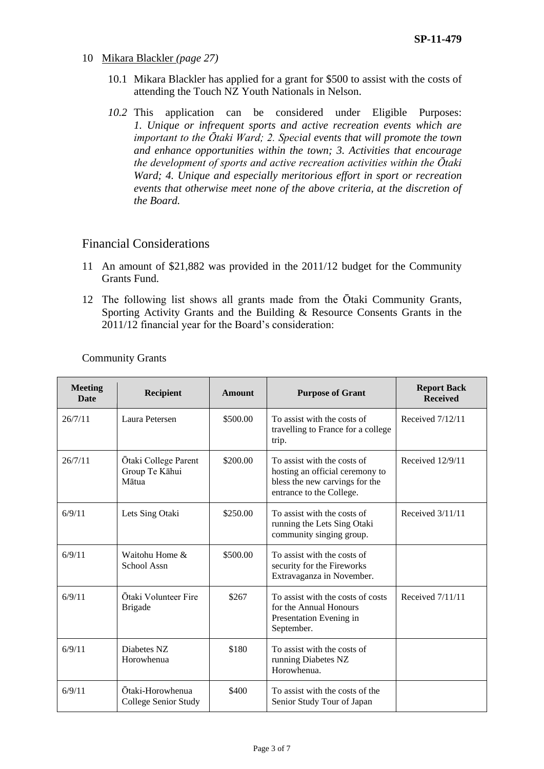10 Mikara Blackler *(page 27)*

10.1 Mikara Blackler has applied for a grant for $500 to assist with the costs of attending the Touch NZ Youth Nationals in Nelson.

*10.2* This application can be considered under Eligible Purposes: *1. Unique or infrequent sports and active recreation events which are important to the Ōtaki Ward; 2. Special events that will promote the town and enhance opportunities within the town; 3. Activities that encourage the development of sports and active recreation activities within the Ōtaki Ward; 4. Unique and especially meritorious effort in sport or recreation events that otherwise meet none of the above criteria, at the discretion of the Board.*

## Financial Considerations

11 An amount of $21,882 was provided in the 2011/12 budget for the Community Grants Fund.

12 The following list shows all grants made from the Ōtaki Community Grants, Sporting Activity Grants and the Building & Resource Consents Grants in the 2011/12 financial year for the Board's consideration:

Community Grants

| Meeting Date | Recipient | Amount | Purpose of Grant | Report Back Received |
|---|---|---|---|---|
| 26/7/11 | Laura Petersen | $500.00 | To assist with the costs of travelling to France for a college trip. | Received 7/12/11 |
| 26/7/11 | Ōtaki College Parent Group Te Kāhui Mātua | $200.00 | To assist with the costs of hosting an official ceremony to bless the new carvings for the entrance to the College. | Received 12/9/11 |
| 6/9/11 | Lets Sing Otaki | $250.00 | To assist with the costs of running the Lets Sing Otaki community singing group. | Received 3/11/11 |
| 6/9/11 | Waitohu Home & School Assn | $500.00 | To assist with the costs of security for the Fireworks Extravaganza in November. | |
| 6/9/11 | Ōtaki Volunteer Fire Brigade | $267 | To assist with the costs of costs for the Annual Honours Presentation Evening in September. | Received 7/11/11 |
| 6/9/11 | Diabetes NZ Horowhenua | $180 | To assist with the costs of running Diabetes NZ Horowhenua. | |
| 6/9/11 | Ōtaki-Horowhenua College Senior Study | $400 | To assist with the costs of the Senior Study Tour of Japan | |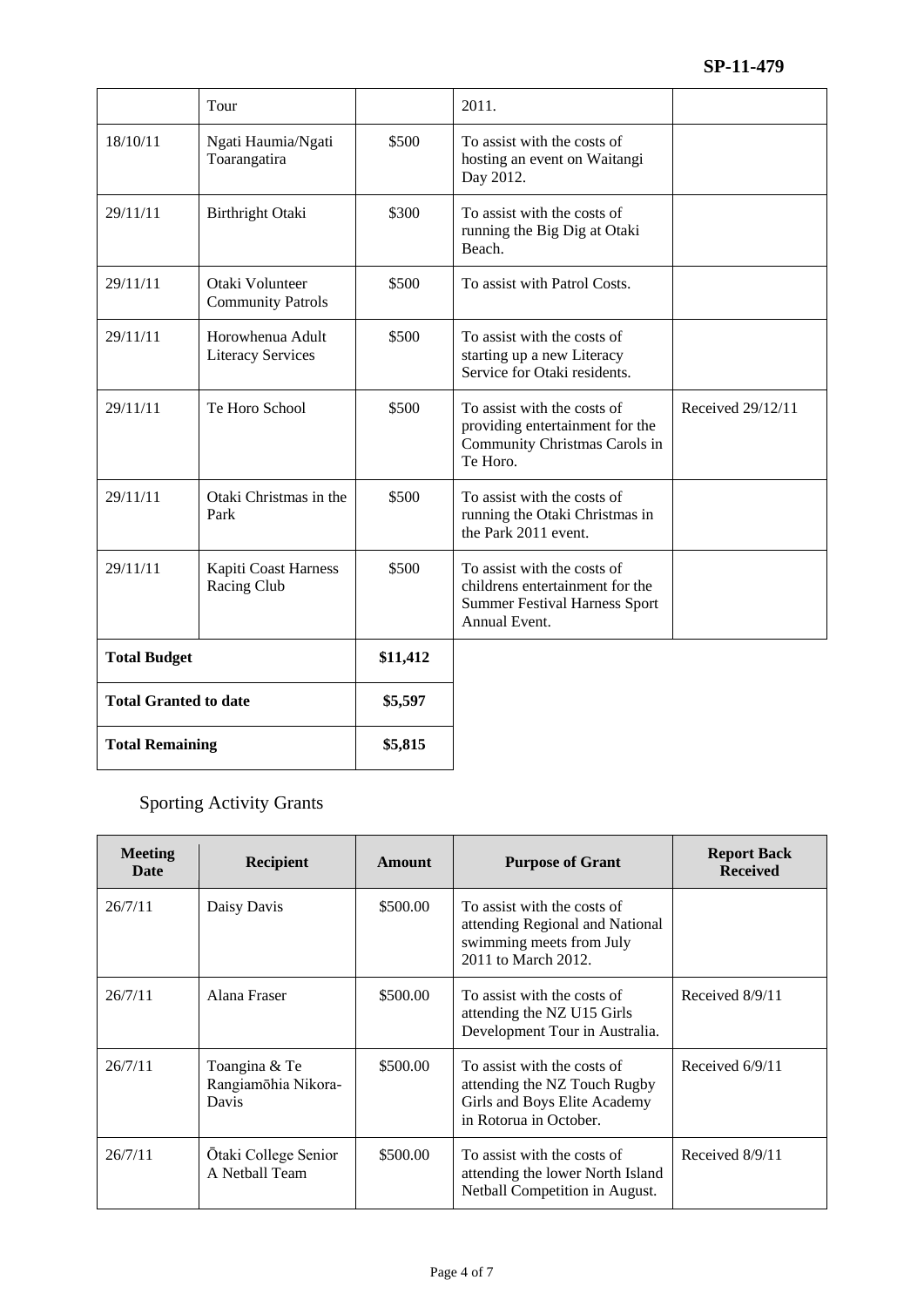|  | Tour |  | 2011. |  |
|---|---|---|---|---|
| 18/10/11 | Ngati Haumia/Ngati Toarangatira | $500 | To assist with the costs of hosting an event on Waitangi Day 2012. |  |
| 29/11/11 | Birthright Otaki | $300 | To assist with the costs of running the Big Dig at Otaki Beach. |  |
| 29/11/11 | Otaki Volunteer Community Patrols | $500 | To assist with Patrol Costs. |  |
| 29/11/11 | Horowhenua Adult Literacy Services | $500 | To assist with the costs of starting up a new Literacy Service for Otaki residents. |  |
| 29/11/11 | Te Horo School | $500 | To assist with the costs of providing entertainment for the Community Christmas Carols in Te Horo. | Received 29/12/11 |
| 29/11/11 | Otaki Christmas in the Park | $500 | To assist with the costs of running the Otaki Christmas in the Park 2011 event. |  |
| 29/11/11 | Kapiti Coast Harness Racing Club | $500 | To assist with the costs of childrens entertainment for the Summer Festival Harness Sport Annual Event. |  |
| **Total Budget** |  | **$11,412** |  |  |
| **Total Granted to date** |  | **$5,597** |  |  |
| **Total Remaining** |  | **$5,815** |  |  |

## Sporting Activity Grants

| Meeting Date | Recipient | Amount | Purpose of Grant | Report Back Received |
|---|---|---|---|---|
| 26/7/11 | Daisy Davis | $500.00 | To assist with the costs of attending Regional and National swimming meets from July 2011 to March 2012. |  |
| 26/7/11 | Alana Fraser | $500.00 | To assist with the costs of attending the NZ U15 Girls Development Tour in Australia. | Received 8/9/11 |
| 26/7/11 | Toangina & Te Rangiamōhia Nikora-Davis | $500.00 | To assist with the costs of attending the NZ Touch Rugby Girls and Boys Elite Academy in Rotorua in October. | Received 6/9/11 |
| 26/7/11 | Ōtaki College Senior A Netball Team | $500.00 | To assist with the costs of attending the lower North Island Netball Competition in August. | Received 8/9/11 |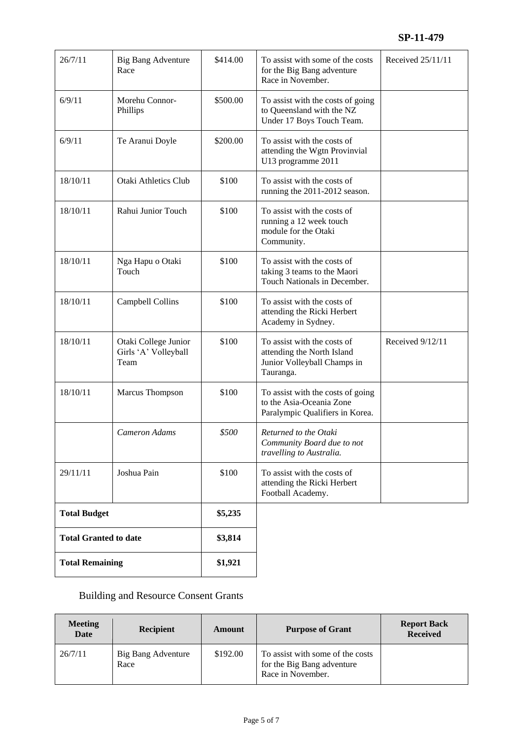**SP-11-479**

| | | | | |
|---|---|---|---|---|
| 26/7/11 | Big Bang Adventure Race | $414.00 | To assist with some of the costs for the Big Bang adventure Race in November. | Received 25/11/11 |
| 6/9/11 | Morehu Connor-Phillips | $500.00 | To assist with the costs of going to Queensland with the NZ Under 17 Boys Touch Team. | |
| 6/9/11 | Te Aranui Doyle | $200.00 | To assist with the costs of attending the Wgtn Provinvial U13 programme 2011 | |
| 18/10/11 | Otaki Athletics Club | $100 | To assist with the costs of running the 2011-2012 season. | |
| 18/10/11 | Rahui Junior Touch | $100 | To assist with the costs of running a 12 week touch module for the Otaki Community. | |
| 18/10/11 | Nga Hapu o Otaki Touch | $100 | To assist with the costs of taking 3 teams to the Maori Touch Nationals in December. | |
| 18/10/11 | Campbell Collins | $100 | To assist with the costs of attending the Ricki Herbert Academy in Sydney. | |
| 18/10/11 | Otaki College Junior Girls 'A' Volleyball Team | $100 | To assist with the costs of attending the North Island Junior Volleyball Champs in Tauranga. | Received 9/12/11 |
| 18/10/11 | Marcus Thompson | $100 | To assist with the costs of going to the Asia-Oceania Zone Paralympic Qualifiers in Korea. | |
| | *Cameron Adams* | *$500* | *Returned to the Otaki Community Board due to not travelling to Australia.* | |
| 29/11/11 | Joshua Pain | $100 | To assist with the costs of attending the Ricki Herbert Football Academy. | |
| **Total Budget** | | **$5,235** | | |
| **Total Granted to date** | | **$3,814** | | |
| **Total Remaining** | | **$1,921** | | |

## Building and Resource Consent Grants

| Meeting Date | Recipient | Amount | Purpose of Grant | Report Back Received |
|---|---|---|---|---|
| 26/7/11 | Big Bang Adventure Race | $192.00 | To assist with some of the costs for the Big Bang adventure Race in November. | |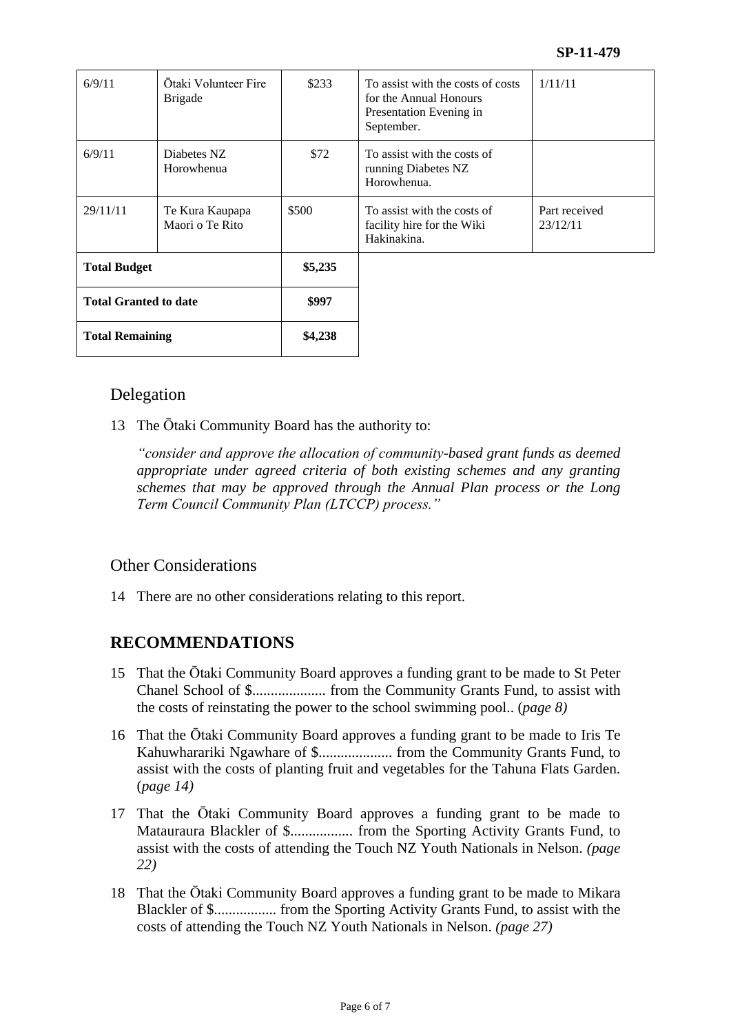| 6/9/11 | Ōtaki Volunteer Fire Brigade | $233 | To assist with the costs of costs for the Annual Honours Presentation Evening in September. | 1/11/11 |
|---|---|---|---|---|
| 6/9/11 | Diabetes NZ Horowhenua | $72 | To assist with the costs of running Diabetes NZ Horowhenua. | |
| 29/11/11 | Te Kura Kaupapa Maori o Te Rito | $500 | To assist with the costs of facility hire for the Wiki Hakinakina. | Part received 23/12/11 |
| **Total Budget** | | **$5,235** | | |
| **Total Granted to date** | | **$997** | | |
| **Total Remaining** | | **$4,238** | | |

## Delegation

13 The Ōtaki Community Board has the authority to:

*"consider and approve the allocation of community-based grant funds as deemed appropriate under agreed criteria of both existing schemes and any granting schemes that may be approved through the Annual Plan process or the Long Term Council Community Plan (LTCCP) process."*

## Other Considerations

14 There are no other considerations relating to this report.

## RECOMMENDATIONS

15 That the Ōtaki Community Board approves a funding grant to be made to St Peter Chanel School of $.................... from the Community Grants Fund, to assist with the costs of reinstating the power to the school swimming pool.. (*page 8)*

16 That the Ōtaki Community Board approves a funding grant to be made to Iris Te Kahuwharariki Ngawhare of $.................... from the Community Grants Fund, to assist with the costs of planting fruit and vegetables for the Tahuna Flats Garden. (*page 14)*

17 That the Ōtaki Community Board approves a funding grant to be made to Matauraura Blackler of $................. from the Sporting Activity Grants Fund, to assist with the costs of attending the Touch NZ Youth Nationals in Nelson. *(page 22)*

18 That the Ōtaki Community Board approves a funding grant to be made to Mikara Blackler of $................. from the Sporting Activity Grants Fund, to assist with the costs of attending the Touch NZ Youth Nationals in Nelson. *(page 27)*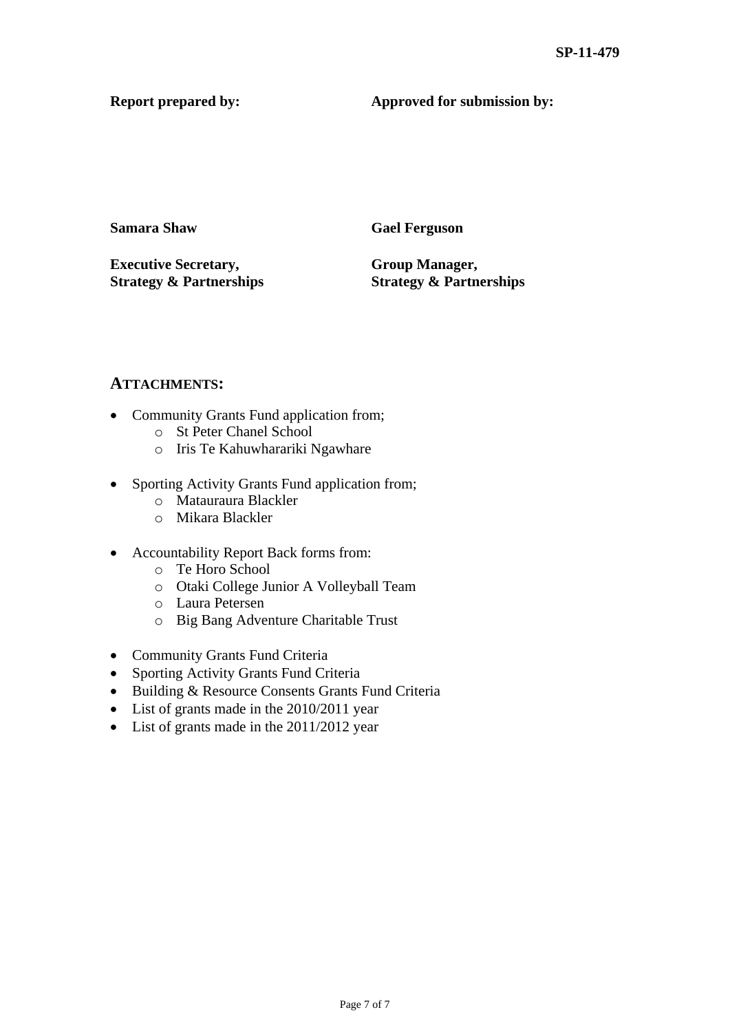SP-11-479

| **Report prepared by:** | **Approved for submission by:** |
|---|---|
| **Samara Shaw** | **Gael Ferguson** |
| **Executive Secretary,**<br>**Strategy & Partnerships** | **Group Manager,**<br>**Strategy & Partnerships** |

## ATTACHMENTS:

- Community Grants Fund application from;
  - St Peter Chanel School
  - Iris Te Kahuwhararikì Ngawhare

- Sporting Activity Grants Fund application from;
  - Matauraura Blackler
  - Mikara Blackler

- Accountability Report Back forms from:
  - Te Horo School
  - Otaki College Junior A Volleyball Team
  - Laura Petersen
  - Big Bang Adventure Charitable Trust

- Community Grants Fund Criteria
- Sporting Activity Grants Fund Criteria
- Building & Resource Consents Grants Fund Criteria
- List of grants made in the 2010/2011 year
- List of grants made in the 2011/2012 year